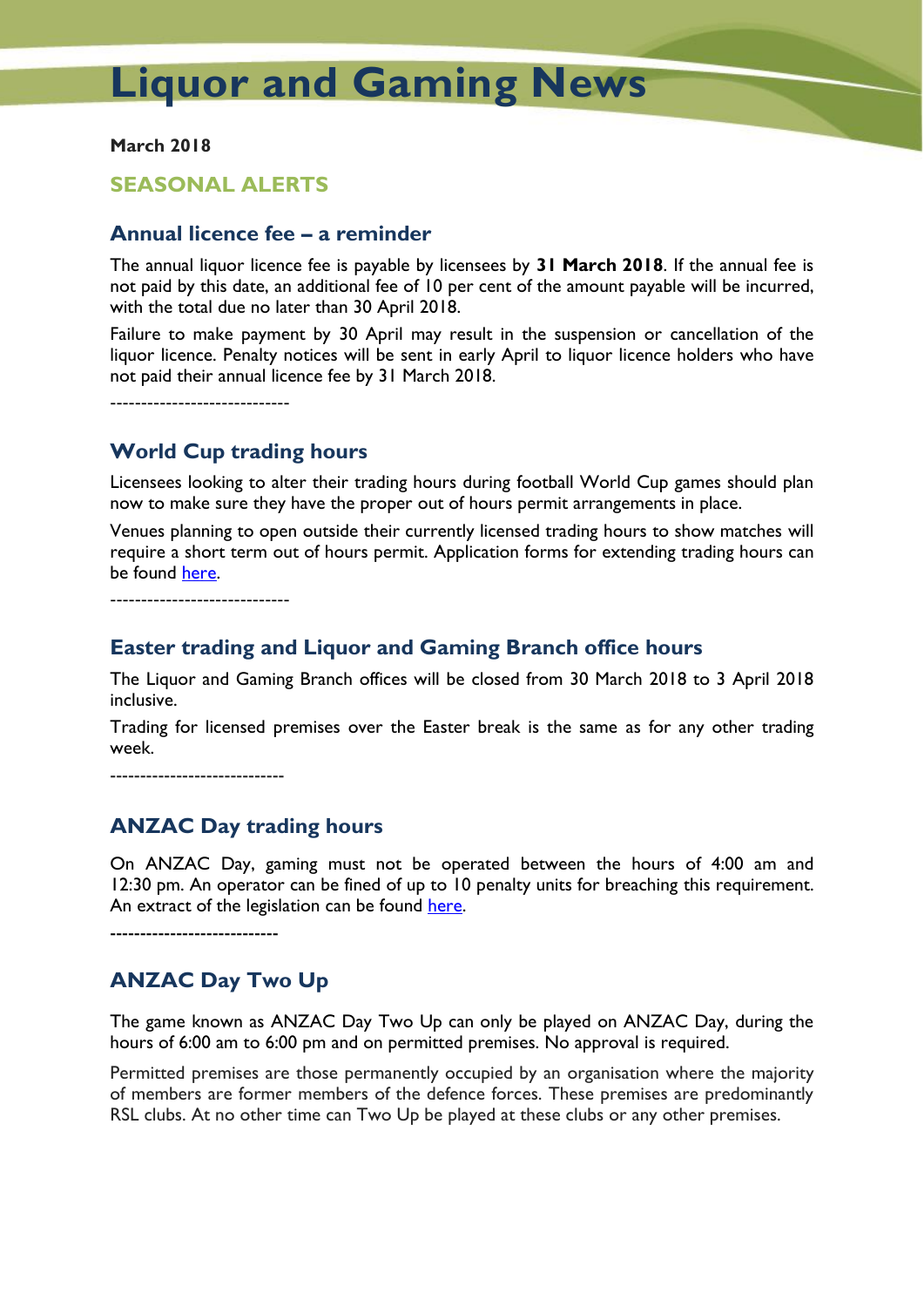# Liquor and Gaming News

**March 2018**

## SEASONAL ALERTS

### Annual licence fee – a reminder

The annual liquor licence fee is payable by licensees by **31 March 2018**. If the annual fee is not paid by this date, an additional fee of 10 per cent of the amount payable will be incurred, with the total due no later than 30 April 2018.

Failure to make payment by 30 April may result in the suspension or cancellation of the liquor licence. Penalty notices will be sent in early April to liquor licence holders who have not paid their annual licence fee by 31 March 2018.

-----------------------------

### World Cup trading hours

Licensees looking to alter their trading hours during football World Cup games should plan now to make sure they have the proper out of hours permit arrangements in place.

Venues planning to open outside their currently licensed trading hours to show matches will require a short term out of hours permit. Application forms for extending trading hours can be found here.

-----------------------------

### Easter trading and Liquor and Gaming Branch office hours

The Liquor and Gaming Branch offices will be closed from 30 March 2018 to 3 April 2018 inclusive.

Trading for licensed premises over the Easter break is the same as for any other trading week.

----------------------------

### ANZAC Day trading hours

On ANZAC Day, gaming must not be operated between the hours of 4:00 am and 12:30 pm. An operator can be fined of up to 10 penalty units for breaching this requirement. An extract of the legislation can be found here.

---------------------------

### ANZAC Day Two Up

The game known as ANZAC Day Two Up can only be played on ANZAC Day, during the hours of 6:00 am to 6:00 pm and on permitted premises. No approval is required.

Permitted premises are those permanently occupied by an organisation where the majority of members are former members of the defence forces. These premises are predominantly RSL clubs. At no other time can Two Up be played at these clubs or any other premises.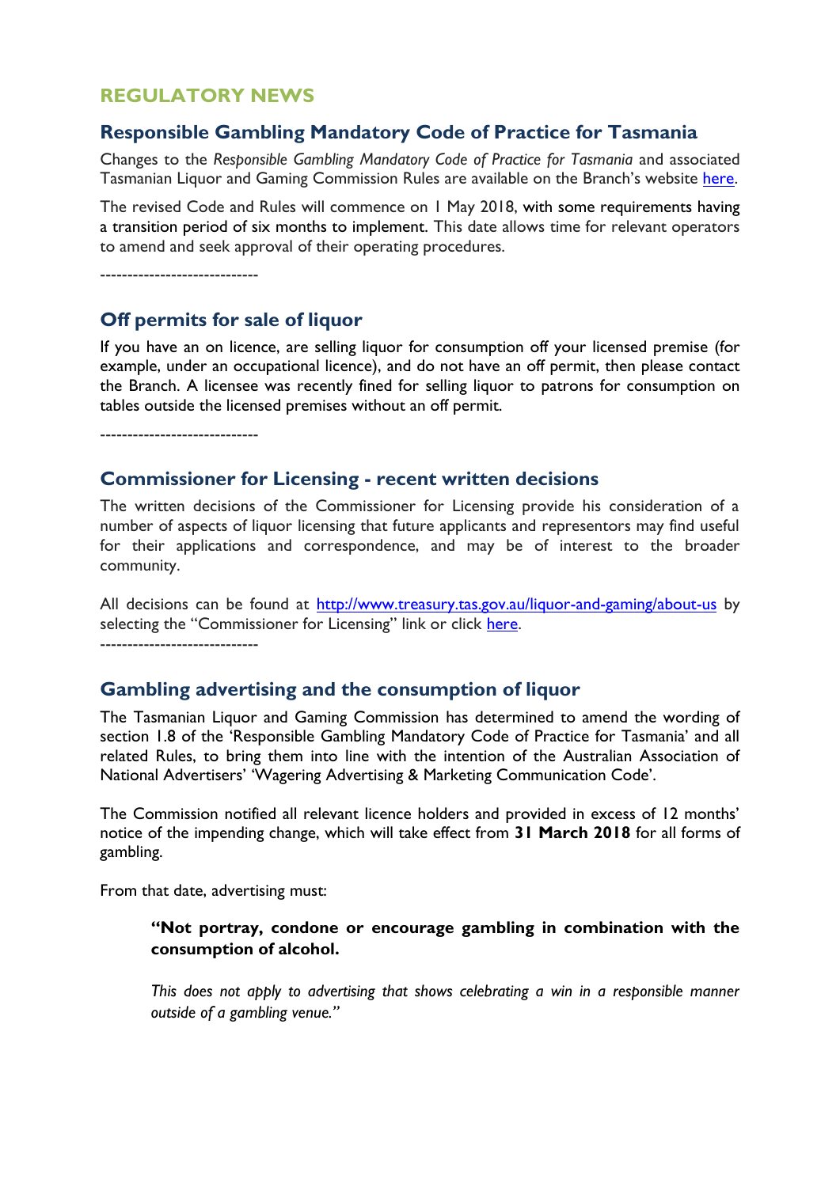## REGULATORY NEWS

### Responsible Gambling Mandatory Code of Practice for Tasmania

Changes to the *Responsible Gambling Mandatory Code of Practice for Tasmania* and associated Tasmanian Liquor and Gaming Commission Rules are available on the Branch's website here.

The revised Code and Rules will commence on 1 May 2018, with some requirements having a transition period of six months to implement. This date allows time for relevant operators to amend and seek approval of their operating procedures.

----------------------------

### Off permits for sale of liquor

If you have an on licence, are selling liquor for consumption off your licensed premise (for example, under an occupational licence), and do not have an off permit, then please contact the Branch. A licensee was recently fined for selling liquor to patrons for consumption on tables outside the licensed premises without an off permit.

----------------------------

### Commissioner for Licensing - recent written decisions

The written decisions of the Commissioner for Licensing provide his consideration of a number of aspects of liquor licensing that future applicants and representors may find useful for their applications and correspondence, and may be of interest to the broader community.

All decisions can be found at http://www.treasury.tas.gov.au/liquor-and-gaming/about-us by selecting the "Commissioner for Licensing" link or click here.

----------------------------

### Gambling advertising and the consumption of liquor

The Tasmanian Liquor and Gaming Commission has determined to amend the wording of section 1.8 of the 'Responsible Gambling Mandatory Code of Practice for Tasmania' and all related Rules, to bring them into line with the intention of the Australian Association of National Advertisers' 'Wagering Advertising & Marketing Communication Code'.

The Commission notified all relevant licence holders and provided in excess of 12 months' notice of the impending change, which will take effect from **31 March 2018** for all forms of gambling.

From that date, advertising must:

> **"Not portray, condone or encourage gambling in combination with the consumption of alcohol.**
>
> *This does not apply to advertising that shows celebrating a win in a responsible manner outside of a gambling venue."*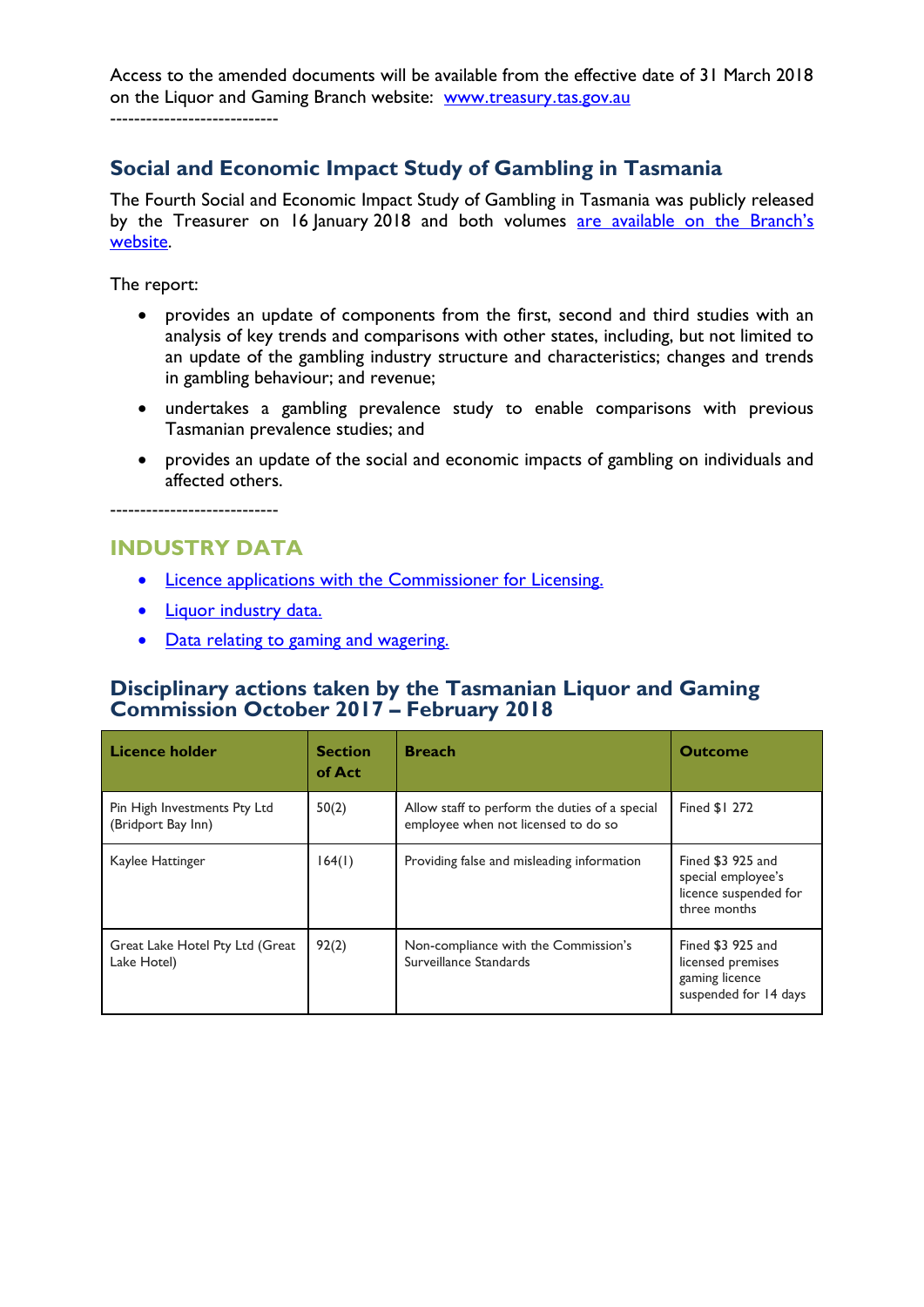Access to the amended documents will be available from the effective date of 31 March 2018 on the Liquor and Gaming Branch website: [www.treasury.tas.gov.au](www.treasury.tas.gov.au)

----------------------------

## Social and Economic Impact Study of Gambling in Tasmania

The Fourth Social and Economic Impact Study of Gambling in Tasmania was publicly released by the Treasurer on 16 January 2018 and both volumes are available on the Branch's website.

The report:

- provides an update of components from the first, second and third studies with an analysis of key trends and comparisons with other states, including, but not limited to an update of the gambling industry structure and characteristics; changes and trends in gambling behaviour; and revenue;
- undertakes a gambling prevalence study to enable comparisons with previous Tasmanian prevalence studies; and
- provides an update of the social and economic impacts of gambling on individuals and affected others.

----------------------------

## INDUSTRY DATA

- Licence applications with the Commissioner for Licensing.
- Liquor industry data.
- Data relating to gaming and wagering.

## Disciplinary actions taken by the Tasmanian Liquor and Gaming Commission October 2017 – February 2018

| Licence holder | Section of Act | Breach | Outcome |
| --- | --- | --- | --- |
| Pin High Investments Pty Ltd (Bridport Bay Inn) | 50(2) | Allow staff to perform the duties of a special employee when not licensed to do so | Fined $1 272 |
| Kaylee Hattinger | 164(1) | Providing false and misleading information | Fined $3 925 and special employee's licence suspended for three months |
| Great Lake Hotel Pty Ltd (Great Lake Hotel) | 92(2) | Non-compliance with the Commission's Surveillance Standards | Fined $3 925 and licensed premises gaming licence suspended for 14 days |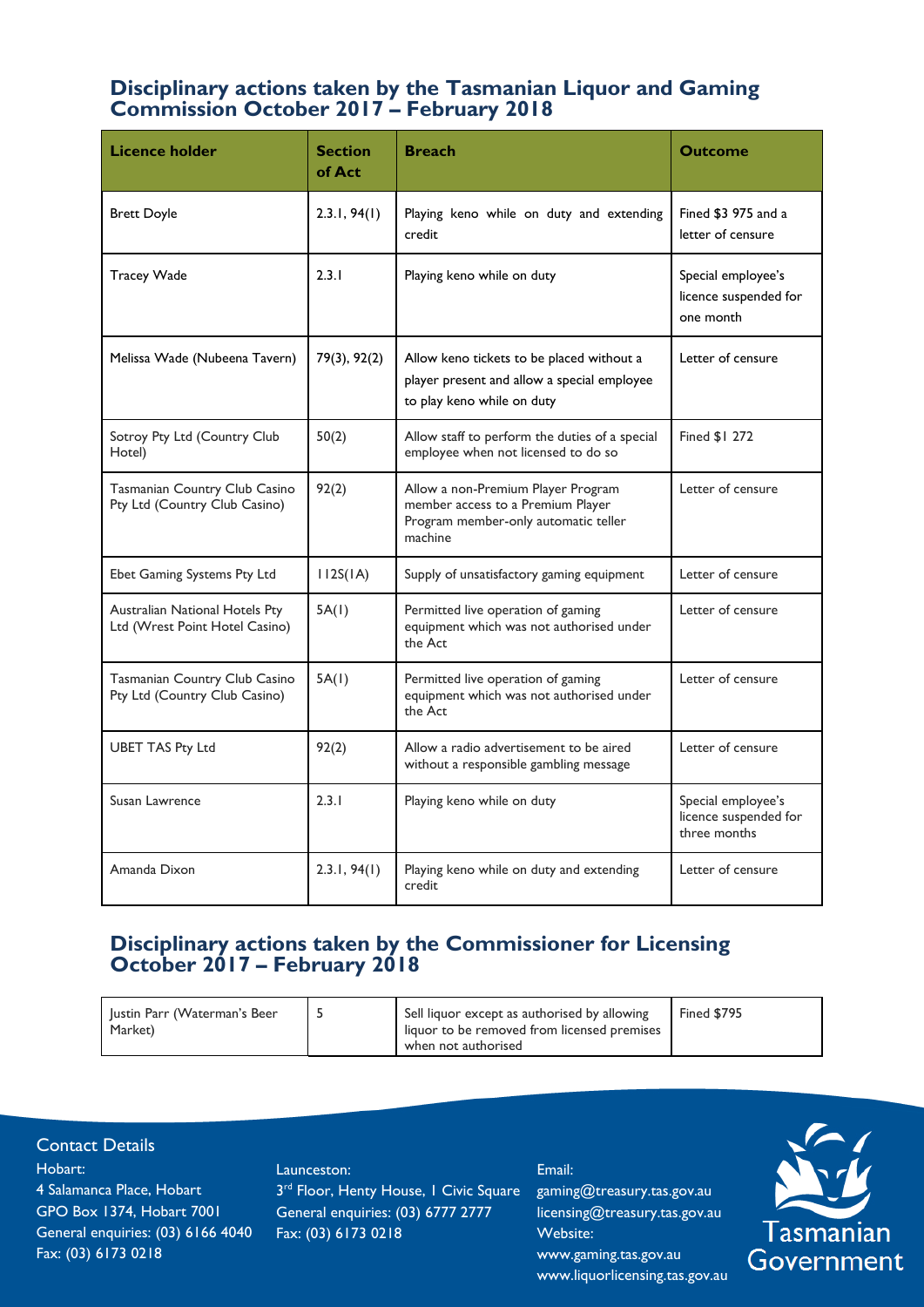## Disciplinary actions taken by the Tasmanian Liquor and Gaming Commission October 2017 – February 2018

| Licence holder | Section of Act | Breach | Outcome |
|---|---|---|---|
| Brett Doyle | 2.3.1, 94(1) | Playing keno while on duty and extending credit | Fined $3 975 and a letter of censure |
| Tracey Wade | 2.3.1 | Playing keno while on duty | Special employee's licence suspended for one month |
| Melissa Wade (Nubeena Tavern) | 79(3), 92(2) | Allow keno tickets to be placed without a player present and allow a special employee to play keno while on duty | Letter of censure |
| Sotroy Pty Ltd (Country Club Hotel) | 50(2) | Allow staff to perform the duties of a special employee when not licensed to do so | Fined $1 272 |
| Tasmanian Country Club Casino Pty Ltd (Country Club Casino) | 92(2) | Allow a non-Premium Player Program member access to a Premium Player Program member-only automatic teller machine | Letter of censure |
| Ebet Gaming Systems Pty Ltd | 112S(1A) | Supply of unsatisfactory gaming equipment | Letter of censure |
| Australian National Hotels Pty Ltd (Wrest Point Hotel Casino) | 5A(1) | Permitted live operation of gaming equipment which was not authorised under the Act | Letter of censure |
| Tasmanian Country Club Casino Pty Ltd (Country Club Casino) | 5A(1) | Permitted live operation of gaming equipment which was not authorised under the Act | Letter of censure |
| UBET TAS Pty Ltd | 92(2) | Allow a radio advertisement to be aired without a responsible gambling message | Letter of censure |
| Susan Lawrence | 2.3.1 | Playing keno while on duty | Special employee's licence suspended for three months |
| Amanda Dixon | 2.3.1, 94(1) | Playing keno while on duty and extending credit | Letter of censure |

## Disciplinary actions taken by the Commissioner for Licensing October 2017 – February 2018

| | | | |
|---|---|---|---|
| Justin Parr (Waterman's Beer Market) | 5 | Sell liquor except as authorised by allowing liquor to be removed from licensed premises when not authorised | Fined $795 |

Contact Details

Hobart:
4 Salamanca Place, Hobart
GPO Box 1374, Hobart 7001
General enquiries: (03) 6166 4040
Fax: (03) 6173 0218

Launceston:
3rd Floor, Henty House, 1 Civic Square
General enquiries: (03) 6777 2777
Fax: (03) 6173 0218

Email:
gaming@treasury.tas.gov.au
licensing@treasury.tas.gov.au
Website:
www.gaming.tas.gov.au
www.liquorlicensing.tas.gov.au

Tasmanian Government